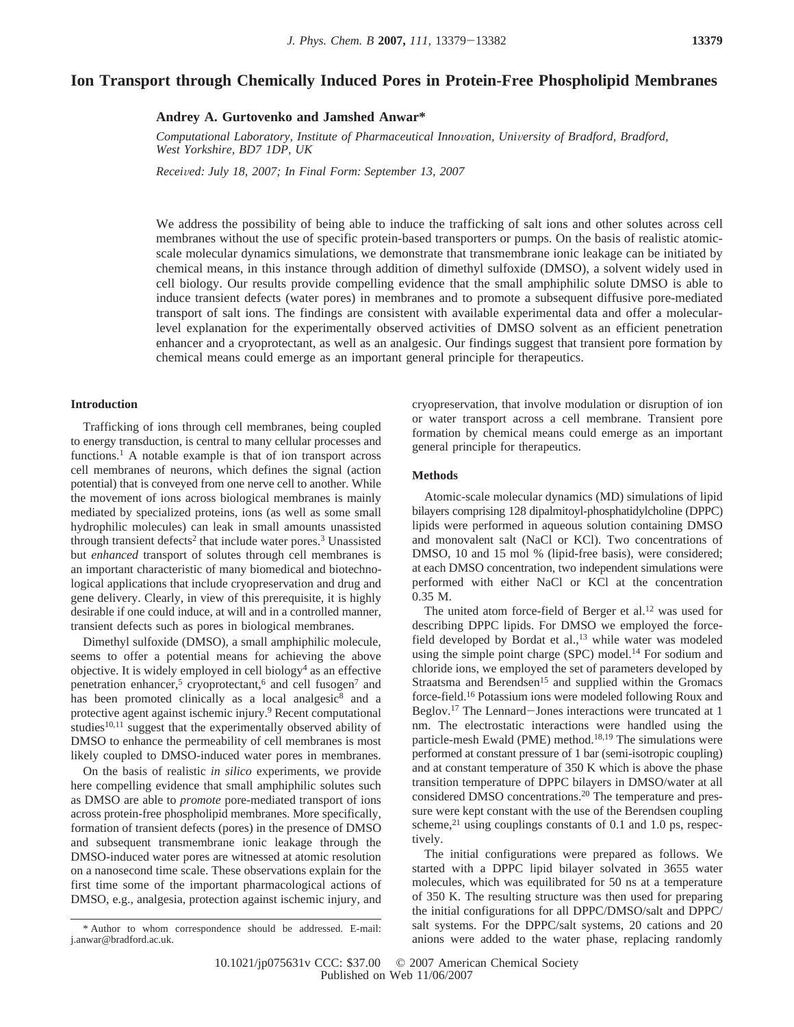# Ion Transport through Chemically Induced Pores in Protein-Free Phospholipid Membranes

**Andrey A. Gurtovenko and Jamshed Anwar***

*Computational Laboratory, Institute of Pharmaceutical Innovation, University of Bradford, Bradford, West Yorkshire, BD7 1DP, UK*

*Received: July 18, 2007; In Final Form: September 13, 2007*

We address the possibility of being able to induce the trafficking of salt ions and other solutes across cell membranes without the use of specific protein-based transporters or pumps. On the basis of realistic atomic-scale molecular dynamics simulations, we demonstrate that transmembrane ionic leakage can be initiated by chemical means, in this instance through addition of dimethyl sulfoxide (DMSO), a solvent widely used in cell biology. Our results provide compelling evidence that the small amphiphilic solute DMSO is able to induce transient defects (water pores) in membranes and to promote a subsequent diffusive pore-mediated transport of salt ions. The findings are consistent with available experimental data and offer a molecular-level explanation for the experimentally observed activities of DMSO solvent as an efficient penetration enhancer and a cryoprotectant, as well as an analgesic. Our findings suggest that transient pore formation by chemical means could emerge as an important general principle for therapeutics.

## Introduction

Trafficking of ions through cell membranes, being coupled to energy transduction, is central to many cellular processes and functions.[1] A notable example is that of ion transport across cell membranes of neurons, which defines the signal (action potential) that is conveyed from one nerve cell to another. While the movement of ions across biological membranes is mainly mediated by specialized proteins, ions (as well as some small hydrophilic molecules) can leak in small amounts unassisted through transient defects[2] that include water pores.[3] Unassisted but *enhanced* transport of solutes through cell membranes is an important characteristic of many biomedical and biotechnological applications that include cryopreservation and drug and gene delivery. Clearly, in view of this prerequisite, it is highly desirable if one could induce, at will and in a controlled manner, transient defects such as pores in biological membranes.

Dimethyl sulfoxide (DMSO), a small amphiphilic molecule, seems to offer a potential means for achieving the above objective. It is widely employed in cell biology[4] as an effective penetration enhancer,[5] cryoprotectant,[6] and cell fusogen[7] and has been promoted clinically as a local analgesic[8] and a protective agent against ischemic injury.[9] Recent computational studies[10,11] suggest that the experimentally observed ability of DMSO to enhance the permeability of cell membranes is most likely coupled to DMSO-induced water pores in membranes.

On the basis of realistic *in silico* experiments, we provide here compelling evidence that small amphiphilic solutes such as DMSO are able to *promote* pore-mediated transport of ions across protein-free phospholipid membranes. More specifically, formation of transient defects (pores) in the presence of DMSO and subsequent transmembrane ionic leakage through the DMSO-induced water pores are witnessed at atomic resolution on a nanosecond time scale. These observations explain for the first time some of the important pharmacological actions of DMSO, e.g., analgesia, protection against ischemic injury, and cryopreservation, that involve modulation or disruption of ion or water transport across a cell membrane. Transient pore formation by chemical means could emerge as an important general principle for therapeutics.

## Methods

Atomic-scale molecular dynamics (MD) simulations of lipid bilayers comprising 128 dipalmitoyl-phosphatidylcholine (DPPC) lipids were performed in aqueous solution containing DMSO and monovalent salt (NaCl or KCl). Two concentrations of DMSO, 10 and 15 mol % (lipid-free basis), were considered; at each DMSO concentration, two independent simulations were performed with either NaCl or KCl at the concentration 0.35 M.

The united atom force-field of Berger et al.[12] was used for describing DPPC lipids. For DMSO we employed the force-field developed by Bordat et al.,[13] while water was modeled using the simple point charge (SPC) model.[14] For sodium and chloride ions, we employed the set of parameters developed by Straatsma and Berendsen[15] and supplied within the Gromacs force-field.[16] Potassium ions were modeled following Roux and Beglov.[17] The Lennard–Jones interactions were truncated at 1 nm. The electrostatic interactions were handled using the particle-mesh Ewald (PME) method.[18,19] The simulations were performed at constant pressure of 1 bar (semi-isotropic coupling) and at constant temperature of 350 K which is above the phase transition temperature of DPPC bilayers in DMSO/water at all considered DMSO concentrations.[20] The temperature and pressure were kept constant with the use of the Berendsen coupling scheme,[21] using couplings constants of 0.1 and 1.0 ps, respectively.

The initial configurations were prepared as follows. We started with a DPPC lipid bilayer solvated in 3655 water molecules, which was equilibrated for 50 ns at a temperature of 350 K. The resulting structure was then used for preparing the initial configurations for all DPPC/DMSO/salt and DPPC/salt systems. For the DPPC/salt systems, 20 cations and 20 anions were added to the water phase, replacing randomly

\* Author to whom correspondence should be addressed. E-mail: j.anwar@bradford.ac.uk.

10.1021/jp075631v CCC: $37.00 © 2007 American Chemical Society
Published on Web 11/06/2007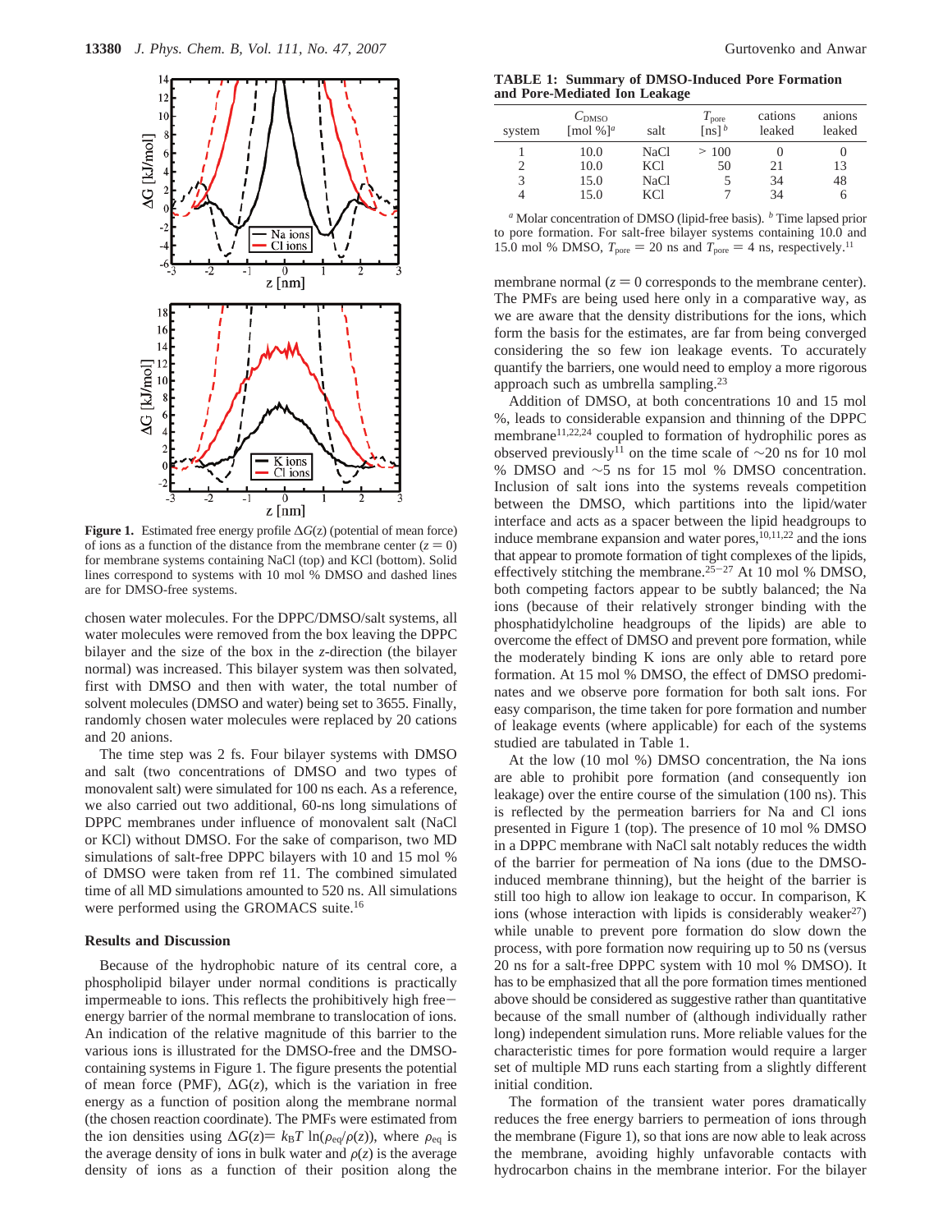**Figure 1.** Estimated free energy profile $\Delta G(z)$ (potential of mean force) of ions as a function of the distance from the membrane center ($z = 0$) for membrane systems containing NaCl (top) and KCl (bottom). Solid lines correspond to systems with 10 mol % DMSO and dashed lines are for DMSO-free systems.

chosen water molecules. For the DPPC/DMSO/salt systems, all water molecules were removed from the box leaving the DPPC bilayer and the size of the box in the z-direction (the bilayer normal) was increased. This bilayer system was then solvated, first with DMSO and then with water, the total number of solvent molecules (DMSO and water) being set to 3655. Finally, randomly chosen water molecules were replaced by 20 cations and 20 anions.

The time step was 2 fs. Four bilayer systems with DMSO and salt (two concentrations of DMSO and two types of monovalent salt) were simulated for 100 ns each. As a reference, we also carried out two additional, 60-ns long simulations of DPPC membranes under influence of monovalent salt (NaCl or KCl) without DMSO. For the sake of comparison, two MD simulations of salt-free DPPC bilayers with 10 and 15 mol % of DMSO were taken from ref 11. The combined simulated time of all MD simulations amounted to 520 ns. All simulations were performed using the GROMACS suite.[16]

## Results and Discussion

Because of the hydrophobic nature of its central core, a phospholipid bilayer under normal conditions is practically impermeable to ions. This reflects the prohibitively high free-energy barrier of the normal membrane to translocation of ions. An indication of the relative magnitude of this barrier to the various ions is illustrated for the DMSO-free and the DMSO-containing systems in Figure 1. The figure presents the potential of mean force (PMF), $\Delta G(z)$, which is the variation in free energy as a function of position along the membrane normal (the chosen reaction coordinate). The PMFs were estimated from the ion densities using $\Delta G(z) = k_B T \ln(\rho_{eq}/\rho(z))$, where $\rho_{eq}$ is the average density of ions in bulk water and $\rho(z)$ is the average density of ions as a function of their position along the membrane normal ($z = 0$ corresponds to the membrane center). The PMFs are being used here only in a comparative way, as we are aware that the density distributions for the ions, which form the basis for the estimates, are far from being converged considering the so few ion leakage events. To accurately quantify the barriers, one would need to employ a more rigorous approach such as umbrella sampling.[23]

**TABLE 1: Summary of DMSO-Induced Pore Formation and Pore-Mediated Ion Leakage**

| system | $C_{DMSO}$ [mol %][a] | salt | $T_{pore}$ [ns][b] | cations leaked | anions leaked |
|---|---|---|---|---|---|
| 1 | 10.0 | NaCl | > 100 | 0 | 0 |
| 2 | 10.0 | KCl | 50 | 21 | 13 |
| 3 | 15.0 | NaCl | 5 | 34 | 48 |
| 4 | 15.0 | KCl | 7 | 34 | 6 |

[a] Molar concentration of DMSO (lipid-free basis). [b] Time lapsed prior to pore formation. For salt-free bilayer systems containing 10.0 and 15.0 mol % DMSO, $T_{pore} = 20$ ns and $T_{pore} = 4$ ns, respectively.[11]

Addition of DMSO, at both concentrations 10 and 15 mol %, leads to considerable expansion and thinning of the DPPC membrane[11,22,24] coupled to formation of hydrophilic pores as observed previously[11] on the time scale of ~20 ns for 10 mol % DMSO and ~5 ns for 15 mol % DMSO concentration. Inclusion of salt ions into the systems reveals competition between the DMSO, which partitions into the lipid/water interface and acts as a spacer between the lipid headgroups to induce membrane expansion and water pores,[10,11,22] and the ions that appear to promote formation of tight complexes of the lipids, effectively stitching the membrane.[25−27] At 10 mol % DMSO, both competing factors appear to be subtly balanced; the Na ions (because of their relatively stronger binding with the phosphatidylcholine headgroups of the lipids) are able to overcome the effect of DMSO and prevent pore formation, while the moderately binding K ions are only able to retard pore formation. At 15 mol % DMSO, the effect of DMSO predominates and we observe pore formation for both salt ions. For easy comparison, the time taken for pore formation and number of leakage events (where applicable) for each of the systems studied are tabulated in Table 1.

At the low (10 mol %) DMSO concentration, the Na ions are able to prohibit pore formation (and consequently ion leakage) over the entire course of the simulation (100 ns). This is reflected by the permeation barriers for Na and Cl ions presented in Figure 1 (top). The presence of 10 mol % DMSO in a DPPC membrane with NaCl salt notably reduces the width of the barrier for permeation of Na ions (due to the DMSO-induced membrane thinning), but the height of the barrier is still too high to allow ion leakage to occur. In comparison, K ions (whose interaction with lipids is considerably weaker[27]) while unable to prevent pore formation do slow down the process, with pore formation now requiring up to 50 ns (versus 20 ns for a salt-free DPPC system with 10 mol % DMSO). It has to be emphasized that all the pore formation times mentioned above should be considered as suggestive rather than quantitative because of the small number of (although individually rather long) independent simulation runs. More reliable values for the characteristic times for pore formation would require a larger set of multiple MD runs each starting from a slightly different initial condition.

The formation of the transient water pores dramatically reduces the free energy barriers to permeation of ions through the membrane (Figure 1), so that ions are now able to leak across the membrane, avoiding highly unfavorable contacts with hydrocarbon chains in the membrane interior. For the bilayer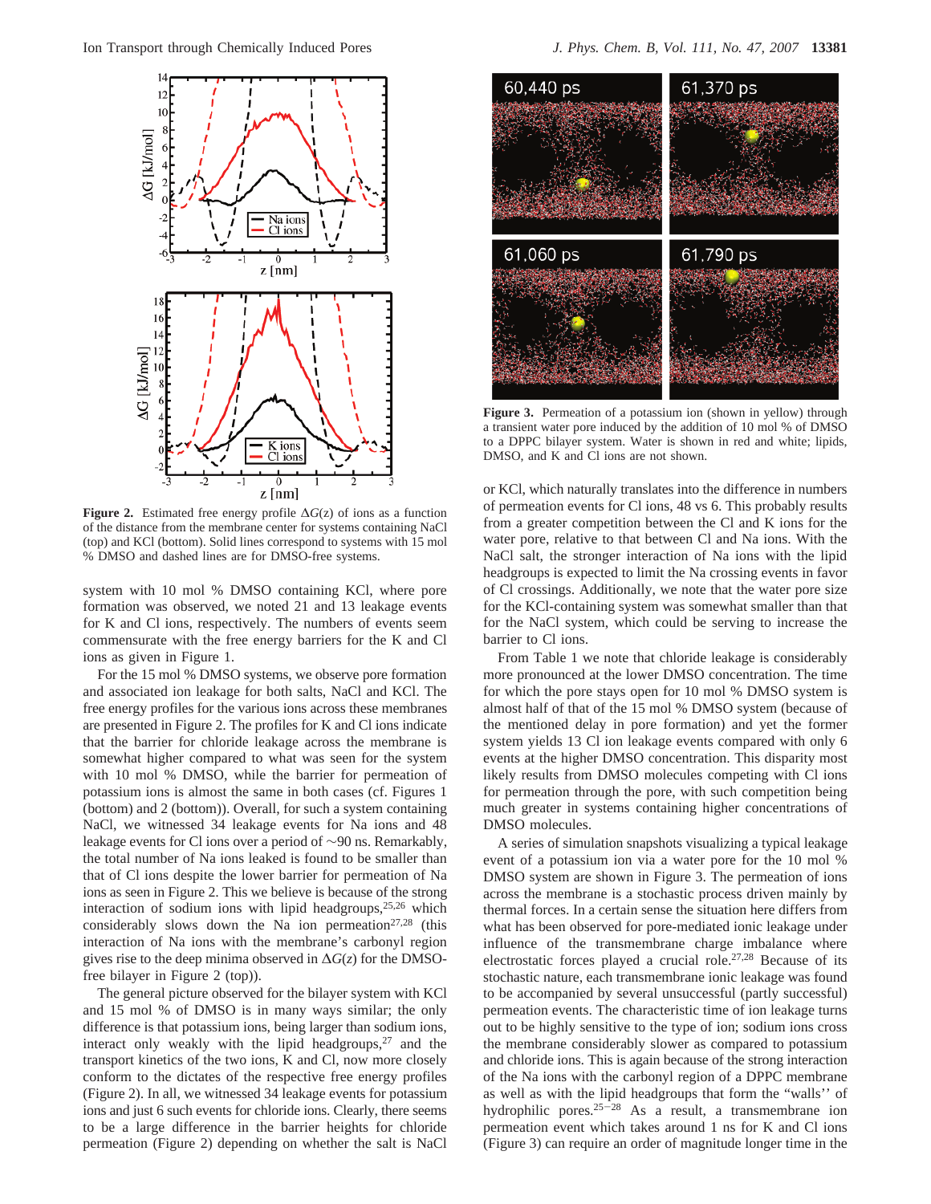**Figure 2.** Estimated free energy profile $\Delta G(z)$ of ions as a function of the distance from the membrane center for systems containing NaCl (top) and KCl (bottom). Solid lines correspond to systems with 15 mol % DMSO and dashed lines are for DMSO-free systems.

system with 10 mol % DMSO containing KCl, where pore formation was observed, we noted 21 and 13 leakage events for K and Cl ions, respectively. The numbers of events seem commensurate with the free energy barriers for the K and Cl ions as given in Figure 1.

For the 15 mol % DMSO systems, we observe pore formation and associated ion leakage for both salts, NaCl and KCl. The free energy profiles for the various ions across these membranes are presented in Figure 2. The profiles for K and Cl ions indicate that the barrier for chloride leakage across the membrane is somewhat higher compared to what was seen for the system with 10 mol % DMSO, while the barrier for permeation of potassium ions is almost the same in both cases (cf. Figures 1 (bottom) and 2 (bottom)). Overall, for such a system containing NaCl, we witnessed 34 leakage events for Na ions and 48 leakage events for Cl ions over a period of ~90 ns. Remarkably, the total number of Na ions leaked is found to be smaller than that of Cl ions despite the lower barrier for permeation of Na ions as seen in Figure 2. This we believe is because of the strong interaction of sodium ions with lipid headgroups,[25,26] which considerably slows down the Na ion permeation[27,28] (this interaction of Na ions with the membrane's carbonyl region gives rise to the deep minima observed in $\Delta G(z)$ for the DMSO-free bilayer in Figure 2 (top)).

The general picture observed for the bilayer system with KCl and 15 mol % of DMSO is in many ways similar; the only difference is that potassium ions, being larger than sodium ions, interact only weakly with the lipid headgroups,[27] and the transport kinetics of the two ions, K and Cl, now more closely conform to the dictates of the respective free energy profiles (Figure 2). In all, we witnessed 34 leakage events for potassium ions and just 6 such events for chloride ions. Clearly, there seems to be a large difference in the barrier heights for chloride permeation (Figure 2) depending on whether the salt is NaCl or KCl, which naturally translates into the difference in numbers of permeation events for Cl ions, 48 vs 6. This probably results from a greater competition between the Cl and K ions for the water pore, than that between Cl and Na ions. With the NaCl salt, the stronger interaction of Na ions with the lipid headgroups is expected to limit the Na crossing events in favor of Cl crossings. Additionally, we note that the water pore size for the KCl-containing system was somewhat smaller than that for the NaCl system, which could be serving to increase the barrier to Cl ions.

**Figure 3.** Permeation of a potassium ion (shown in yellow) through a transient water pore induced by the addition of 10 mol % of DMSO to a DPPC bilayer system. Water is shown in red and white; lipids, DMSO, and K and Cl ions are not shown.

From Table 1 we note that chloride leakage is considerably more pronounced at the lower DMSO concentration. The time for which the pore stays open for 10 mol % DMSO system is almost half of that of the 15 mol % DMSO system (because of the mentioned delay in pore formation) and yet the former system yields 13 Cl ion leakage events compared with only 6 events at the higher DMSO concentration. This disparity most likely results from DMSO molecules competing with Cl ions for permeation through the pore, with such competition being much greater in systems containing higher concentrations of DMSO molecules.

A series of simulation snapshots visualizing a typical leakage event of a potassium ion via a water pore for the 10 mol % DMSO system are shown in Figure 3. The permeation of ions across the membrane is a stochastic process driven mainly by thermal forces. In a certain sense the situation here differs from what has been observed for pore-mediated ionic leakage under influence of the transmembrane charge imbalance where electrostatic forces played a crucial role.[27,28] Because of its stochastic nature, each transmembrane ionic leakage was found to be accompanied by several unsuccessful (partly successful) permeation events. The characteristic time of ion leakage turns out to be highly sensitive to the type of ion; sodium ions cross the membrane considerably slower as compared to potassium and chloride ions. This is again because of the strong interaction of the Na ions with the carbonyl region of a DPPC membrane as well as with the lipid headgroups that form the "walls" of hydrophilic pores.[25−28] As a result, a transmembrane ion permeation event which takes around 1 ns for K and Cl ions (Figure 3) can require an order of magnitude longer time in the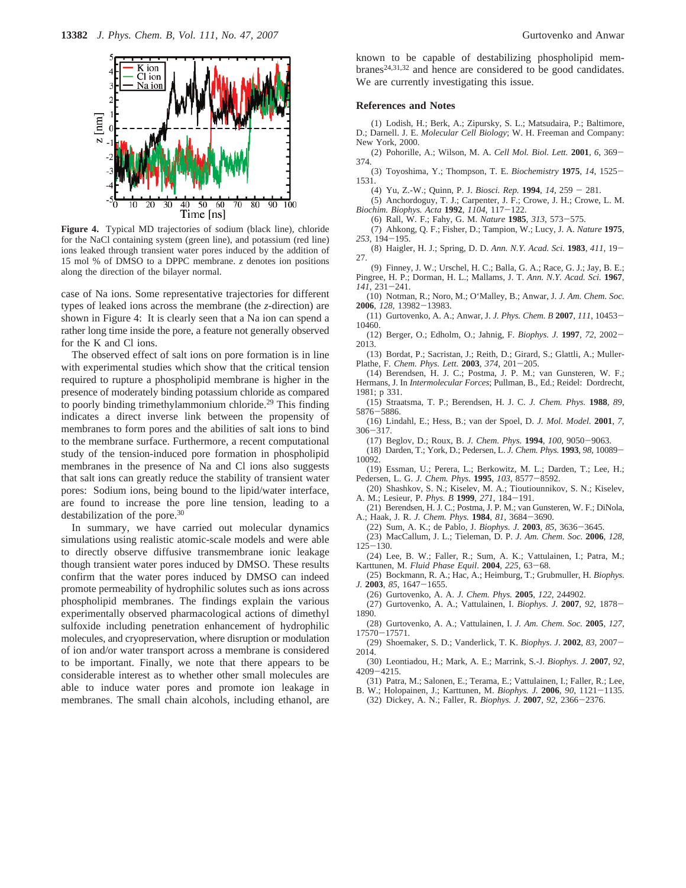K ion
Cl ion
Na ion

z [nm]

5
4
3
2
1
0
-1
-2
-3
-4
-5

0 10 20 30 40 50 60 70 80 90 100

Time [ns]

**Figure 4.** Typical MD trajectories of sodium (black line), chloride for the NaCl containing system (green line), and potassium (red line) ions leaked through transient water pores induced by the addition of 15 mol % of DMSO to a DPPC membrane. $z$ denotes ion positions along the direction of the bilayer normal.

case of Na ions. Some representative trajectories for different types of leaked ions across the membrane (the $z$-direction) are shown in Figure 4: It is clearly seen that a Na ion can spend a rather long time inside the pore, a feature not generally observed for the K and Cl ions.

The observed effect of salt ions on pore formation is in line with experimental studies which show that the critical tension required to rupture a phospholipid membrane is higher in the presence of moderately binding potassium chloride as compared to poorly binding trimethylammonium chloride.[29] This finding indicates a direct inverse link between the propensity of membranes to form pores and the abilities of salt ions to bind to the membrane surface. Furthermore, a recent computational study of the tension-induced pore formation in phospholipid membranes in the presence of Na and Cl ions also suggests that salt ions can greatly reduce the stability of transient water pores: Sodium ions, being bound to the lipid/water interface, are found to increase the pore line tension, leading to a destabilization of the pore.[30]

In summary, we have carried out molecular dynamics simulations using realistic atomic-scale models and were able to directly observe diffusive transmembrane ionic leakage though transient water pores induced by DMSO. These results confirm that the water pores induced by DMSO can indeed promote permeability of hydrophilic solutes such as ions across phospholipid membranes. The findings explain the various experimentally observed pharmacological actions of dimethyl sulfoxide including penetration enhancement of hydrophilic molecules, and cryopreservation, where disruption or modulation of ion and/or water transport across a membrane is considered to be important. Finally, we note that there appears to be considerable interest as to whether other small molecules are able to induce water pores and promote ion leakage in membranes. The small chain alcohols, including ethanol, are known to be capable of destabilizing phospholipid membranes[24,31,32] and hence are considered to be good candidates. We are currently investigating this issue.

## References and Notes

(1) Lodish, H.; Berk, A.; Zipursky, S. L.; Matsudaira, P.; Baltimore, D.; Darnell. J. E. *Molecular Cell Biology*; W. H. Freeman and Company: New York, 2000.

(2) Pohorille, A.; Wilson, M. A. *Cell Mol. Biol. Lett.* **2001**, *6*, 369–374.

(3) Toyoshima, Y.; Thompson, T. E. *Biochemistry* **1975**, *14*, 1525–1531.

(4) Yu, Z.-W.; Quinn, P. J. *Biosci. Rep.* **1994**, *14*, 259 – 281.

(5) Anchordoguy, T. J.; Carpenter, J. F.; Crowe, J. H.; Crowe, L. M. *Biochim. Biophys. Acta* **1992**, *1104*, 117–122.

(6) Rall, W. F.; Fahy, G. M. *Nature* **1985**, *313*, 573–575.

(7) Ahkong, Q. F.; Fisher, D.; Tampion, W.; Lucy, J. A. *Nature* **1975**, *253*, 194–195.

(8) Haigler, H. J.; Spring, D. D. *Ann. N.Y. Acad. Sci.* **1983**, *411*, 19–27.

(9) Finney, J. W.; Urschel, H. C.; Balla, G. A.; Race, G. J.; Jay, B. E.; Pingree, H. P.; Dorman, H. L.; Mallams, J. T. *Ann. N.Y. Acad. Sci.* **1967**, *141*, 231–241.

(10) Notman, R.; Noro, M.; O'Malley, B.; Anwar, J. *J. Am. Chem. Soc.* **2006**, *128*, 13982–13983.

(11) Gurtovenko, A. A.; Anwar, J. *J. Phys. Chem. B* **2007**, *111*, 10453–10460.

(12) Berger, O.; Edholm, O.; Jahnig, F. *Biophys. J.* **1997**, *72*, 2002–2013.

(13) Bordat, P.; Sacristan, J.; Reith, D.; Girard, S.; Glattli, A.; Muller-Plathe, F. *Chem. Phys. Lett.* **2003**, *374*, 201–205.

(14) Berendsen, H. J. C.; Postma, J. P. M.; van Gunsteren, W. F.; Hermans, J. In *Intermolecular Forces*; Pullman, B., Ed.; Reidel: Dordrecht, 1981; p 331.

(15) Straatsma, T. P.; Berendsen, H. J. C. *J. Chem. Phys.* **1988**, *89*, 5876–5886.

(16) Lindahl, E.; Hess, B.; van der Spoel, D. *J. Mol. Model.* **2001**, *7*, 306–317.

(17) Beglov, D.; Roux, B. *J. Chem. Phys.* **1994**, *100*, 9050–9063.

(18) Darden, T.; York, D.; Pedersen, L. *J. Chem. Phys.* **1993**, *98*, 10089–10092.

(19) Essman, U.; Perera, L.; Berkowitz, M. L.; Darden, T.; Lee, H.; Pedersen, L. G. *J. Chem. Phys.* **1995**, *103*, 8577–8592.

(20) Shashkov, S. N.; Kiselev, M. A.; Tioutiounnikov, S. N.; Kiselev, A. M.; Lesieur, P. *Phys. B* **1999**, *271*, 184–191.

(21) Berendsen, H. J. C.; Postma, J. P. M.; van Gunsteren, W. F.; DiNola, A.; Haak, J. R. *J. Chem. Phys.* **1984**, *81*, 3684–3690.

(22) Sum, A. K.; de Pablo, J. *Biophys. J.* **2003**, *85*, 3636–3645.

(23) MacCallum, J. L.; Tieleman, D. P. *J. Am. Chem. Soc.* **2006**, *128*, 125–130.

(24) Lee, B. W.; Faller, R.; Sum, A. K.; Vattulainen, I.; Patra, M.; Karttunen, M. *Fluid Phase Equil.* **2004**, *225*, 63–68.

(25) Bockmann, R. A.; Hac, A.; Heimburg, T.; Grubmuller, H. *Biophys. J.* **2003**, *85*, 1647–1655.

(26) Gurtovenko, A. A. *J. Chem. Phys.* **2005**, *122*, 244902.

(27) Gurtovenko, A. A.; Vattulainen, I. *Biophys. J.* **2007**, *92*, 1878–1890.

(28) Gurtovenko, A. A.; Vattulainen, I. *J. Am. Chem. Soc.* **2005**, *127*, 17570–17571.

(29) Shoemaker, S. D.; Vanderlick, T. K. *Biophys. J.* **2002**, *83*, 2007–2014.

(30) Leontiadou, H.; Mark, A. E.; Marrink, S.-J. *Biophys. J.* **2007**, *92*, 4209–4215.

(31) Patra, M.; Salonen, E.; Terama, E.; Vattulainen, I.; Faller, R.; Lee, B. W.; Holopainen, J.; Karttunen, M. *Biophys. J.* **2006**, *90*, 1121–1135.

(32) Dickey, A. N.; Faller, R. *Biophys. J.* **2007**, *92*, 2366–2376.